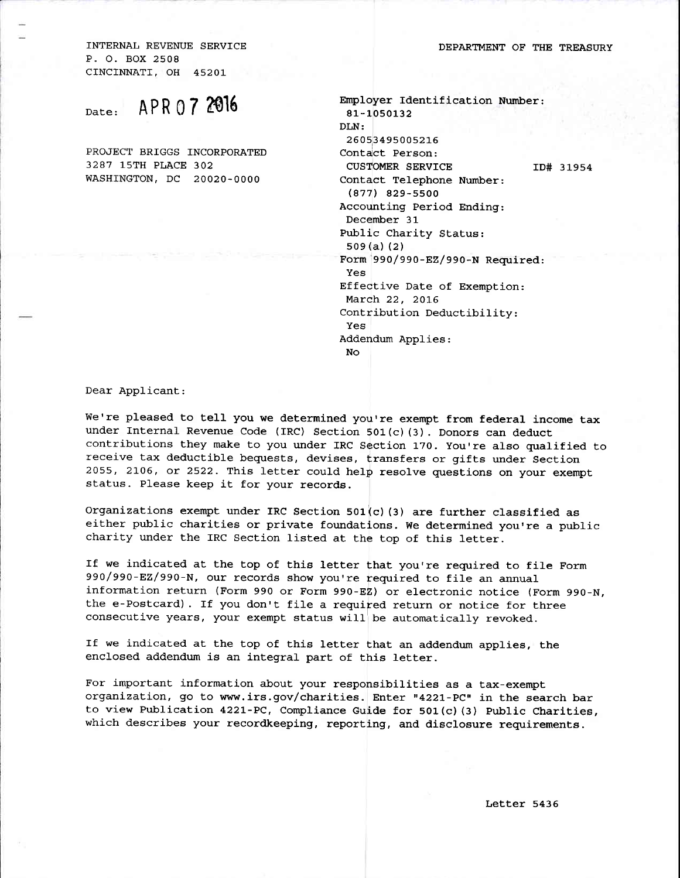INTERNAL REVENUE SERVICE
P. O. BOX 2508
CINCINNATI, OH 45201

DEPARTMENT OF THE TREASURY

Date: APR 07 2016

PROJECT BRIGGS INCORPORATED
3287 15TH PLACE 302
WASHINGTON, DC 20020-0000

Employer Identification Number:
81-1050132
DLN:
26053495005216
Contact Person:
CUSTOMER SERVICE ID# 31954
Contact Telephone Number:
(877) 829-5500
Accounting Period Ending:
December 31
Public Charity Status:
509(a)(2)
Form 990/990-EZ/990-N Required:
Yes
Effective Date of Exemption:
March 22, 2016
Contribution Deductibility:
Yes
Addendum Applies:
No

Dear Applicant:

We're pleased to tell you we determined you're exempt from federal income tax under Internal Revenue Code (IRC) Section 501(c)(3). Donors can deduct contributions they make to you under IRC Section 170. You're also qualified to receive tax deductible bequests, devises, transfers or gifts under Section 2055, 2106, or 2522. This letter could help resolve questions on your exempt status. Please keep it for your records.

Organizations exempt under IRC Section 501(c)(3) are further classified as either public charities or private foundations. We determined you're a public charity under the IRC Section listed at the top of this letter.

If we indicated at the top of this letter that you're required to file Form 990/990-EZ/990-N, our records show you're required to file an annual information return (Form 990 or Form 990-EZ) or electronic notice (Form 990-N, the e-Postcard). If you don't file a required return or notice for three consecutive years, your exempt status will be automatically revoked.

If we indicated at the top of this letter that an addendum applies, the enclosed addendum is an integral part of this letter.

For important information about your responsibilities as a tax-exempt organization, go to www.irs.gov/charities. Enter "4221-PC" in the search bar to view Publication 4221-PC, Compliance Guide for 501(c)(3) Public Charities, which describes your recordkeeping, reporting, and disclosure requirements.

Letter 5436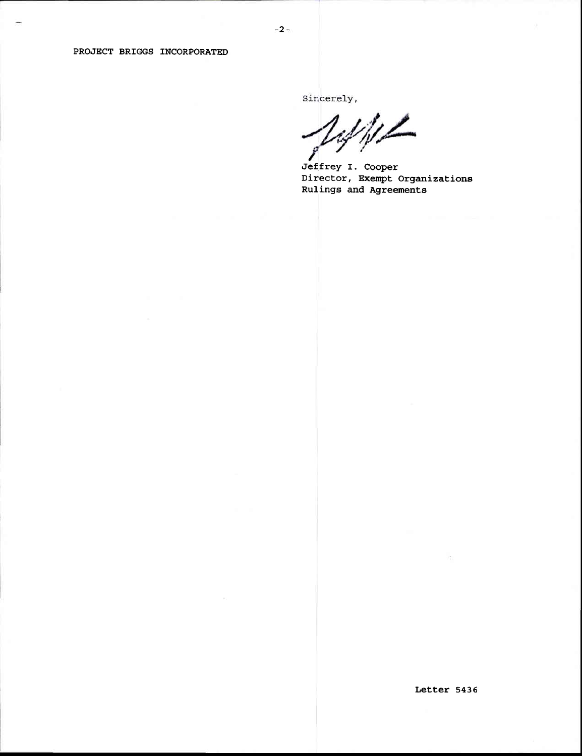PROJECT BRIGGS INCORPORATED

Sincerely,

Jeffrey I. Cooper
Director, Exempt Organizations
Rulings and Agreements

Letter 5436